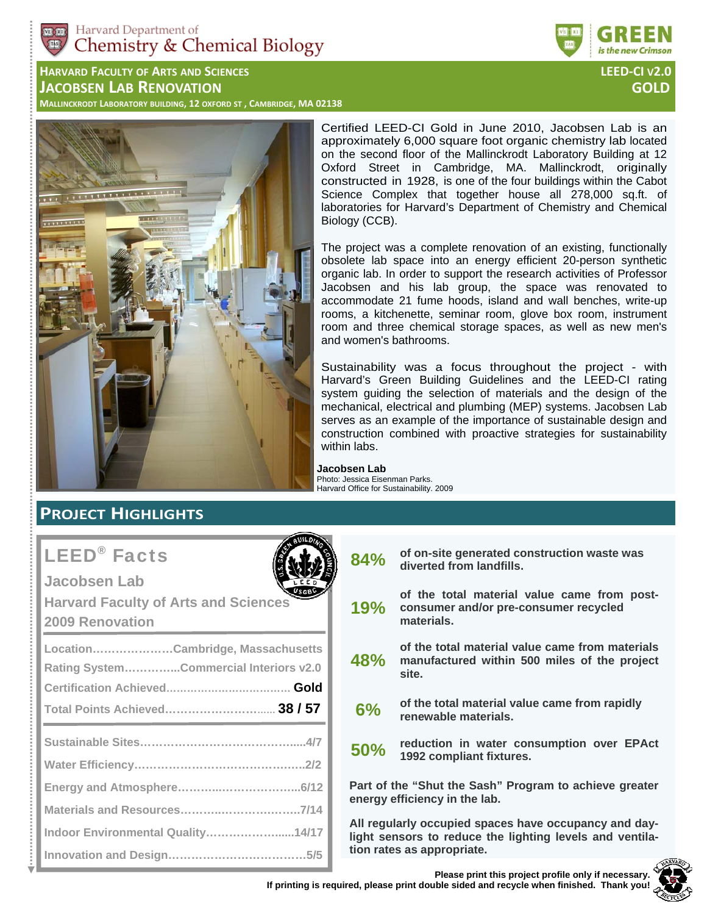Harvard Department of Chemistry & Chemical Biology

GREEN is the new Crimson

# Harvard Faculty of Arts and Sciences Jacobsen Lab Renovation

**LEED-CI v2.0 GOLD**

Mallinckrodt Laboratory building, 12 oxford st , Cambridge, MA 02138

Certified LEED-CI Gold in June 2010, Jacobsen Lab is an approximately 6,000 square foot organic chemistry lab located on the second floor of the Mallinckrodt Laboratory Building at 12 Oxford Street in Cambridge, MA. Mallinckrodt, originally constructed in 1928, is one of the four buildings within the Cabot Science Complex that together house all 278,000 sq.ft. of laboratories for Harvard's Department of Chemistry and Chemical Biology (CCB).

The project was a complete renovation of an existing, functionally obsolete lab space into an energy efficient 20-person synthetic organic lab. In order to support the research activities of Professor Jacobsen and his lab group, the space was renovated to accommodate 21 fume hoods, island and wall benches, write-up rooms, a kitchenette, seminar room, glove box room, instrument room and three chemical storage spaces, as well as new men's and women's bathrooms.

Sustainability was a focus throughout the project - with Harvard's Green Building Guidelines and the LEED-CI rating system guiding the selection of materials and the design of the mechanical, electrical and plumbing (MEP) systems. Jacobsen Lab serves as an example of the importance of sustainable design and construction combined with proactive strategies for sustainability within labs.

**Jacobsen Lab**
Photo: Jessica Eisenman Parks.
Harvard Office for Sustainability. 2009

## Project Highlights

### LEED® Facts

**Jacobsen Lab**
**Harvard Faculty of Arts and Sciences**
**2009 Renovation**

| | |
|---|---|
| Location | Cambridge, Massachusetts |
| Rating System | Commercial Interiors v2.0 |
| Certification Achieved | **Gold** |
| Total Points Achieved | **38 / 57** |

| | |
|---|---|
| Sustainable Sites | 4/7 |
| Water Efficiency | 2/2 |
| Energy and Atmosphere | 6/12 |
| Materials and Resources | 7/14 |
| Indoor Environmental Quality | 14/17 |
| Innovation and Design | 5/5 |

- **84%** of on-site generated construction waste was diverted from landfills.
- **19%** of the total material value came from post-consumer and/or pre-consumer recycled materials.
- **48%** of the total material value came from materials manufactured within 500 miles of the project site.
- **6%** of the total material value came from rapidly renewable materials.
- **50%** reduction in water consumption over EPAct 1992 compliant fixtures.

**Part of the "Shut the Sash" Program to achieve greater energy efficiency in the lab.**

**All regularly occupied spaces have occupancy and day-light sensors to reduce the lighting levels and ventila-tion rates as appropriate.**

**Please print this project profile only if necessary. If printing is required, please print double sided and recycle when finished. Thank you!**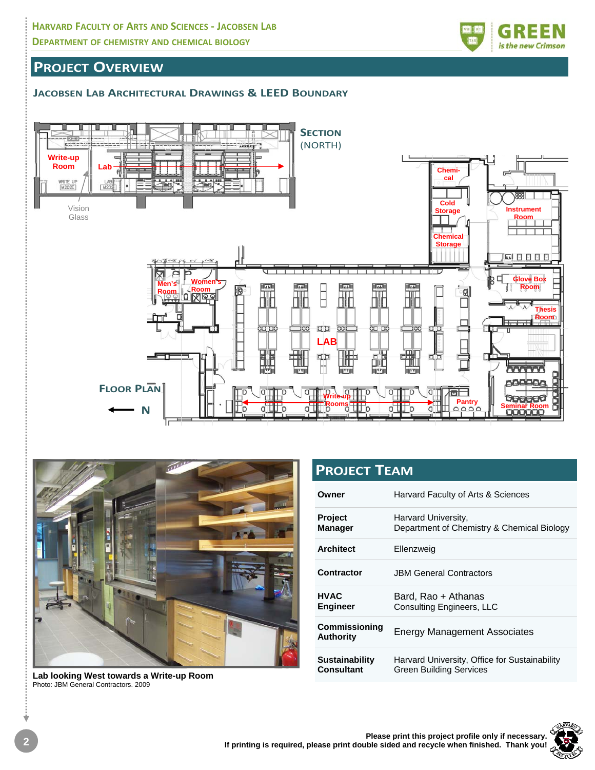## Project Overview

### Jacobsen Lab Architectural Drawings & LEED Boundary

Section (North)

Write-up Room

Lab

Vision Glass

Floor Plan

N

Chemical

Cold Storage

Chemical Storage

Instrument Room

Glove Box Room

Thesis Room

Men's Room

Women's Room

LAB

Write-up Rooms

Pantry

Seminar Room

**Lab looking West towards a Write-up Room**
Photo: JBM General Contractors. 2009

## Project Team

| | |
|---|---|
| **Owner** | Harvard Faculty of Arts & Sciences |
| **Project Manager** | Harvard University, Department of Chemistry & Chemical Biology |
| **Architect** | Ellenzweig |
| **Contractor** | JBM General Contractors |
| **HVAC Engineer** | Bard, Rao + Athanas Consulting Engineers, LLC |
| **Commissioning Authority** | Energy Management Associates |
| **Sustainability Consultant** | Harvard University, Office for Sustainability Green Building Services |

**Please print this project profile only if necessary.**
**If printing is required, please print double sided and recycle when finished. Thank you!**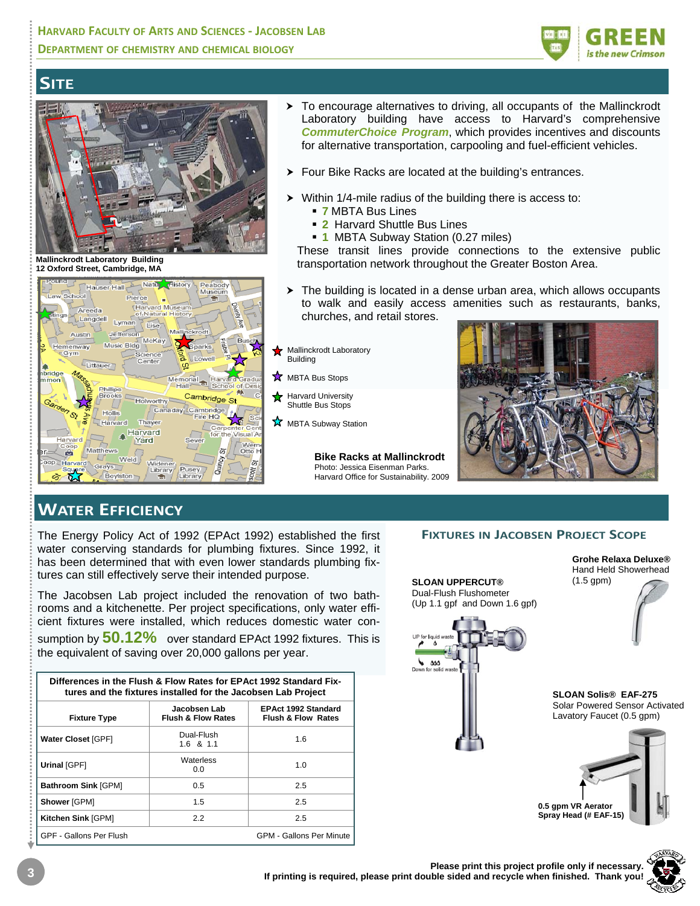## SITE

Mallinckrodt Laboratory Building
12 Oxford Street, Cambridge, MA

- To encourage alternatives to driving, all occupants of the Mallinckrodt Laboratory building have access to Harvard's comprehensive ***CommuterChoice Program***, which provides incentives and discounts for alternative transportation, carpooling and fuel-efficient vehicles.
- Four Bike Racks are located at the building's entrances.
- Within 1/4-mile radius of the building there is access to:
  - **7** MBTA Bus Lines
  - **2** Harvard Shuttle Bus Lines
  - **1** MBTA Subway Station (0.27 miles)

  These transit lines provide connections to the extensive public transportation network throughout the Greater Boston Area.
- The building is located in a dense urban area, which allows occupants to walk and easily access amenities such as restaurants, banks, churches, and retail stores.

Map legend:
- ★ Mallinckrodt Laboratory Building
- ★ MBTA Bus Stops
- ★ Harvard University Shuttle Bus Stops
- ★ MBTA Subway Station

**Bike Racks at Mallinckrodt**
Photo: Jessica Eisenman Parks.
Harvard Office for Sustainability. 2009

## WATER EFFICIENCY

The Energy Policy Act of 1992 (EPAct 1992) established the first water conserving standards for plumbing fixtures. Since 1992, it has been determined that with even lower standards plumbing fixtures can still effectively serve their intended purpose.

The Jacobsen Lab project included the renovation of two bathrooms and a kitchenette. Per project specifications, only water efficient fixtures were installed, which reduces domestic water consumption by **50.12%** over standard EPAct 1992 fixtures. This is the equivalent of saving over 20,000 gallons per year.

**Differences in the Flush & Flow Rates for EPAct 1992 Standard Fixtures and the fixtures installed for the Jacobsen Lab Project**

| Fixture Type | Jacobsen Lab Flush & Flow Rates | EPAct 1992 Standard Flush & Flow Rates |
|---|---|---|
| **Water Closet** [GPF] | Dual-Flush 1.6 & 1.1 | 1.6 |
| **Urinal** [GPF] | Waterless 0.0 | 1.0 |
| **Bathroom Sink** [GPM] | 0.5 | 2.5 |
| **Shower** [GPM] | 1.5 | 2.5 |
| **Kitchen Sink** [GPM] | 2.2 | 2.5 |
| GPF - Gallons Per Flush | | GPM - Gallons Per Minute |

### FIXTURES IN JACOBSEN PROJECT SCOPE

**SLOAN UPPERCUT®**
Dual-Flush Flushometer
(Up 1.1 gpf and Down 1.6 gpf)

UP for liquid waste
Down for solid waste

**Grohe Relaxa Deluxe®**
Hand Held Showerhead
(1.5 gpm)

**SLOAN Solis® EAF-275**
Solar Powered Sensor Activated Lavatory Faucet (0.5 gpm)

**0.5 gpm VR Aerator Spray Head (# EAF-15)**

**Please print this project profile only if necessary.**
**If printing is required, please print double sided and recycle when finished. Thank you!**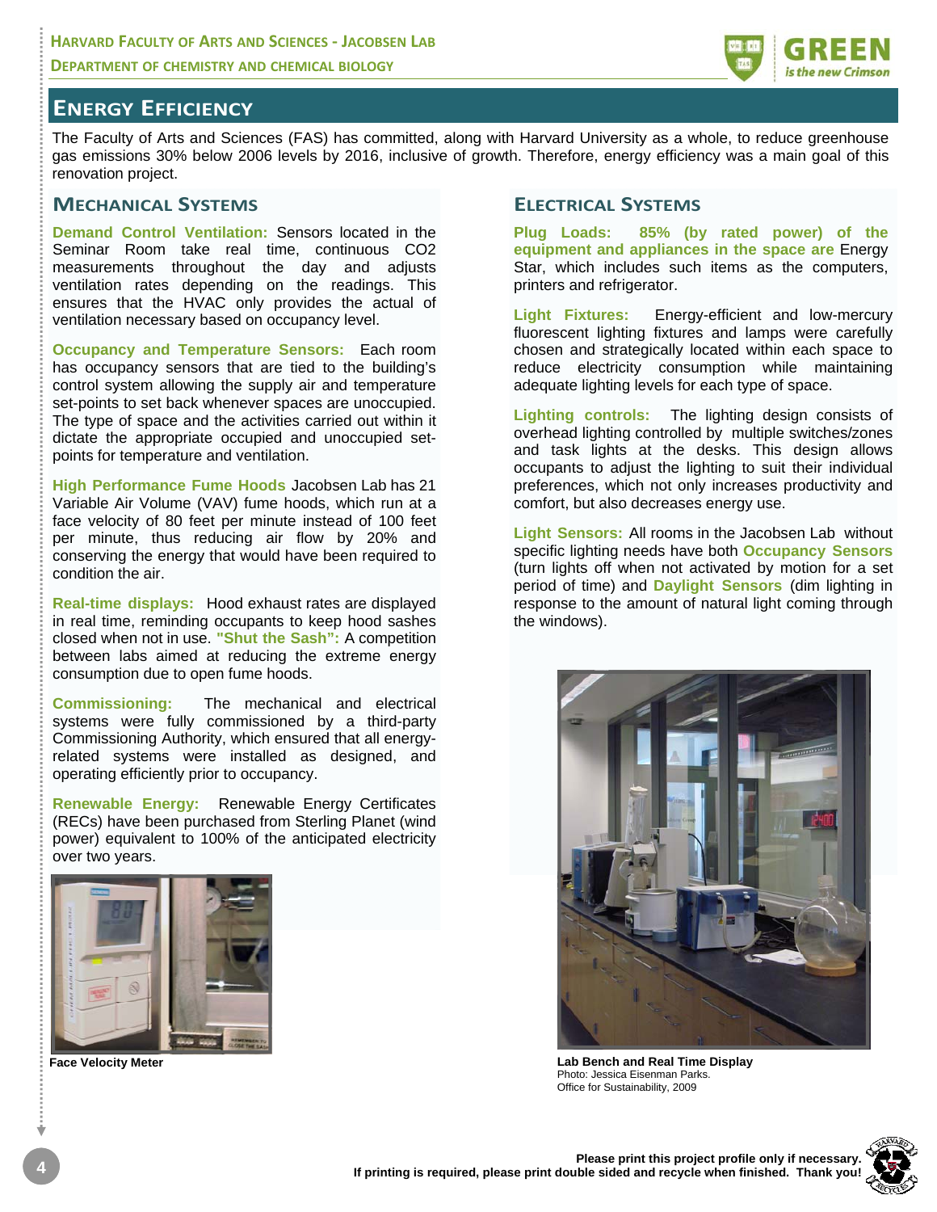# Energy Efficiency

The Faculty of Arts and Sciences (FAS) has committed, along with Harvard University as a whole, to reduce greenhouse gas emissions 30% below 2006 levels by 2016, inclusive of growth. Therefore, energy efficiency was a main goal of this renovation project.

## Mechanical Systems

**Demand Control Ventilation:** Sensors located in the Seminar Room take real time, continuous $CO_2$ measurements throughout the day and adjusts ventilation rates depending on the readings. This ensures that the HVAC only provides the actual of ventilation necessary based on occupancy level.

**Occupancy and Temperature Sensors:** Each room has occupancy sensors that are tied to the building's control system allowing the supply air and temperature set-points to set back whenever spaces are unoccupied. The type of space and the activities carried out within it dictate the appropriate occupied and unoccupied set-points for temperature and ventilation.

**High Performance Fume Hoods** Jacobsen Lab has 21 Variable Air Volume (VAV) fume hoods, which run at a face velocity of 80 feet per minute instead of 100 feet per minute, thus reducing air flow by 20% and conserving the energy that would have been required to condition the air.

**Real-time displays:** Hood exhaust rates are displayed in real time, reminding occupants to keep hood sashes closed when not in use. **"Shut the Sash":** A competition between labs aimed at reducing the extreme energy consumption due to open fume hoods.

**Commissioning:** The mechanical and electrical systems were fully commissioned by a third-party Commissioning Authority, which ensured that all energy-related systems were installed as designed, and operating efficiently prior to occupancy.

**Renewable Energy:** Renewable Energy Certificates (RECs) have been purchased from Sterling Planet (wind power) equivalent to 100% of the anticipated electricity over two years.

Face Velocity Meter

## Electrical Systems

**Plug Loads: 85% (by rated power) of the equipment and appliances in the space are** Energy Star, which includes such items as the computers, printers and refrigerator.

**Light Fixtures:** Energy-efficient and low-mercury fluorescent lighting fixtures and lamps were carefully chosen and strategically located within each space to reduce electricity consumption while maintaining adequate lighting levels for each type of space.

**Lighting controls:** The lighting design consists of overhead lighting controlled by multiple switches/zones and task lights at the desks. This design allows occupants to adjust the lighting to suit their individual preferences, which not only increases productivity and comfort, but also decreases energy use.

**Light Sensors:** All rooms in the Jacobsen Lab without specific lighting needs have both **Occupancy Sensors** (turn lights off when not activated by motion for a set period of time) and **Daylight Sensors** (dim lighting in response to the amount of natural light coming through the windows).

**Lab Bench and Real Time Display**
Photo: Jessica Eisenman Parks.
Office for Sustainability, 2009

**Please print this project profile only if necessary. If printing is required, please print double sided and recycle when finished. Thank you!**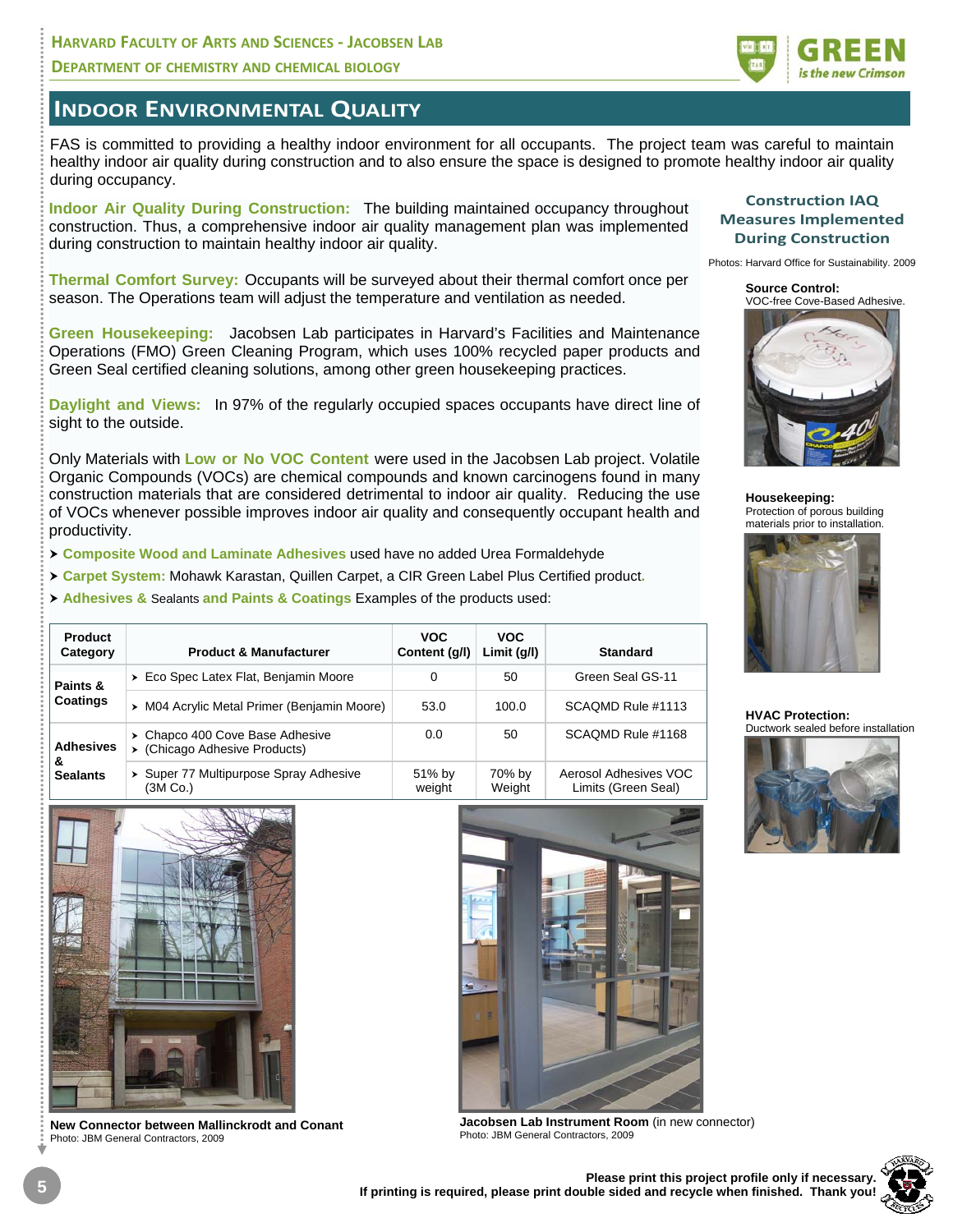# Indoor Environmental Quality

FAS is committed to providing a healthy indoor environment for all occupants. The project team was careful to maintain healthy indoor air quality during construction and to also ensure the space is designed to promote healthy indoor air quality during occupancy.

**Indoor Air Quality During Construction:** The building maintained occupancy throughout construction. Thus, a comprehensive indoor air quality management plan was implemented during construction to maintain healthy indoor air quality.

**Thermal Comfort Survey:** Occupants will be surveyed about their thermal comfort once per season. The Operations team will adjust the temperature and ventilation as needed.

**Green Housekeeping:** Jacobsen Lab participates in Harvard's Facilities and Maintenance Operations (FMO) Green Cleaning Program, which uses 100% recycled paper products and Green Seal certified cleaning solutions, among other green housekeeping practices.

**Daylight and Views:** In 97% of the regularly occupied spaces occupants have direct line of sight to the outside.

Only Materials with **Low or No VOC Content** were used in the Jacobsen Lab project. Volatile Organic Compounds (VOCs) are chemical compounds and known carcinogens found in many construction materials that are considered detrimental to indoor air quality. Reducing the use of VOCs whenever possible improves indoor air quality and consequently occupant health and productivity.

- **Composite Wood and Laminate Adhesives** used have no added Urea Formaldehyde
- **Carpet System:** Mohawk Karastan, Quillen Carpet, a CIR Green Label Plus Certified product.
- **Adhesives &** Sealants **and Paints & Coatings** Examples of the products used:

| Product Category | Product & Manufacturer | VOC Content (g/l) | VOC Limit (g/l) | Standard |
|---|---|---|---|---|
| Paints & Coatings | Eco Spec Latex Flat, Benjamin Moore | 0 | 50 | Green Seal GS-11 |
| | M04 Acrylic Metal Primer (Benjamin Moore) | 53.0 | 100.0 | SCAQMD Rule #1113 |
| Adhesives & Sealants | Chapco 400 Cove Base Adhesive (Chicago Adhesive Products) | 0.0 | 50 | SCAQMD Rule #1168 |
| | Super 77 Multipurpose Spray Adhesive (3M Co.) | 51% by weight | 70% by Weight | Aerosol Adhesives VOC Limits (Green Seal) |

**New Connector between Mallinckrodt and Conant**
Photo: JBM General Contractors, 2009

**Jacobsen Lab Instrument Room** (in new connector)
Photo: JBM General Contractors, 2009

## Construction IAQ Measures Implemented During Construction

Photos: Harvard Office for Sustainability. 2009

**Source Control:**
VOC-free Cove-Based Adhesive.

**Housekeeping:**
Protection of porous building materials prior to installation.

**HVAC Protection:**
Ductwork sealed before installation

**Please print this project profile only if necessary.**
**If printing is required, please print double sided and recycle when finished. Thank you!**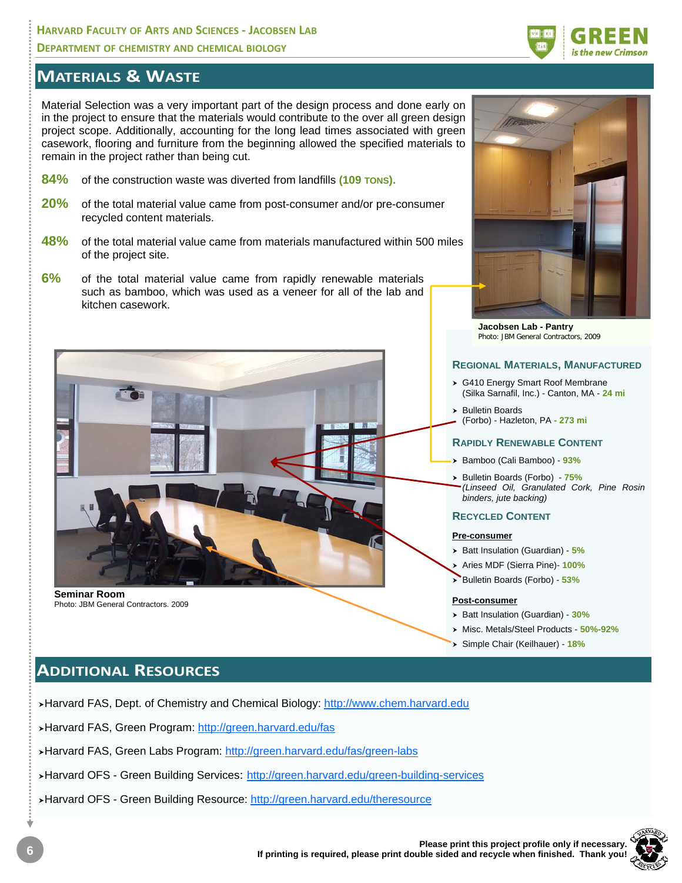# Materials & Waste

Material Selection was a very important part of the design process and done early on in the project to ensure that the materials would contribute to the over all green design project scope. Additionally, accounting for the long lead times associated with green casework, flooring and furniture from the beginning allowed the specified materials to remain in the project rather than being cut.

**84%** of the construction waste was diverted from landfills **(109 TONS).**

**20%** of the total material value came from post-consumer and/or pre-consumer recycled content materials.

**48%** of the total material value came from materials manufactured within 500 miles of the project site.

**6%** of the total material value came from rapidly renewable materials such as bamboo, which was used as a veneer for all of the lab and kitchen casework.

**Jacobsen Lab - Pantry**
Photo: JBM General Contractors, 2009

**Seminar Room**
Photo: JBM General Contractors. 2009

### Regional Materials, Manufactured

- G410 Energy Smart Roof Membrane (Silka Sarnafil, Inc.) - Canton, MA - **24 mi**
- Bulletin Boards (Forbo) - Hazleton, PA - **273 mi**

### Rapidly Renewable Content

- Bamboo (Cali Bamboo) - **93%**
- Bulletin Boards (Forbo) - **75%** *(Linseed Oil, Granulated Cork, Pine Rosin binders, jute backing)*

### Recycled Content

**Pre-consumer**

- Batt Insulation (Guardian) - **5%**
- Aries MDF (Sierra Pine)- **100%**
- Bulletin Boards (Forbo) - **53%**

**Post-consumer**

- Batt Insulation (Guardian) - **30%**
- Misc. Metals/Steel Products - **50%-92%**
- Simple Chair (Keilhauer) - **18%**

# Additional Resources

- Harvard FAS, Dept. of Chemistry and Chemical Biology: http://www.chem.harvard.edu
- Harvard FAS, Green Program: http://green.harvard.edu/fas
- Harvard FAS, Green Labs Program: http://green.harvard.edu/fas/green-labs
- Harvard OFS - Green Building Services: http://green.harvard.edu/green-building-services
- Harvard OFS - Green Building Resource: http://green.harvard.edu/theresource

**Please print this project profile only if necessary. If printing is required, please print double sided and recycle when finished. Thank you!**